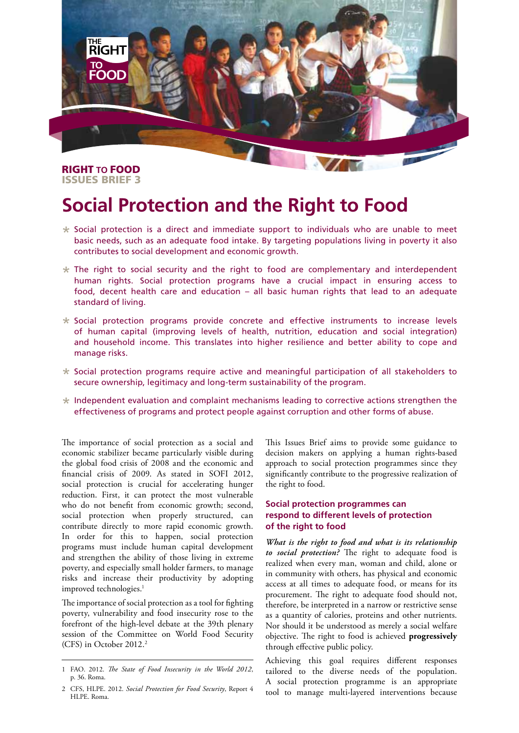**RIGHT TO FOOD**
**ISSUES BRIEF 3**

# Social Protection and the Right to Food

- Social protection is a direct and immediate support to individuals who are unable to meet basic needs, such as an adequate food intake. By targeting populations living in poverty it also contributes to social development and economic growth.
- The right to social security and the right to food are complementary and interdependent human rights. Social protection programs have a crucial impact in ensuring access to food, decent health care and education – all basic human rights that lead to an adequate standard of living.
- Social protection programs provide concrete and effective instruments to increase levels of human capital (improving levels of health, nutrition, education and social integration) and household income. This translates into higher resilience and better ability to cope and manage risks.
- Social protection programs require active and meaningful participation of all stakeholders to secure ownership, legitimacy and long-term sustainability of the program.
- Independent evaluation and complaint mechanisms leading to corrective actions strengthen the effectiveness of programs and protect people against corruption and other forms of abuse.

The importance of social protection as a social and economic stabilizer became particularly visible during the global food crisis of 2008 and the economic and financial crisis of 2009. As stated in SOFI 2012, social protection is crucial for accelerating hunger reduction. First, it can protect the most vulnerable who do not benefit from economic growth; second, social protection when properly structured, can contribute directly to more rapid economic growth. In order for this to happen, social protection programs must include human capital development and strengthen the ability of those living in extreme poverty, and especially small holder farmers, to manage risks and increase their productivity by adopting improved technologies.[1]

The importance of social protection as a tool for fighting poverty, vulnerability and food insecurity rose to the forefront of the high-level debate at the 39th plenary session of the Committee on World Food Security (CFS) in October 2012.[2]

This Issues Brief aims to provide some guidance to decision makers on applying a human rights-based approach to social protection programmes since they significantly contribute to the progressive realization of the right to food.

## Social protection programmes can respond to different levels of protection of the right to food

***What is the right to food and what is its relationship to social protection?*** The right to adequate food is realized when every man, woman and child, alone or in community with others, has physical and economic access at all times to adequate food, or means for its procurement. The right to adequate food should not, therefore, be interpreted in a narrow or restrictive sense as a quantity of calories, proteins and other nutrients. Nor should it be understood as merely a social welfare objective. The right to food is achieved **progressively** through effective public policy.

Achieving this goal requires different responses tailored to the diverse needs of the population. A social protection programme is an appropriate tool to manage multi-layered interventions because

---

1 FAO. 2012. *The State of Food Insecurity in the World 2012*, p. 36. Roma.

2 CFS, HLPE. 2012. *Social Protection for Food Security*, Report 4 HLPE. Roma.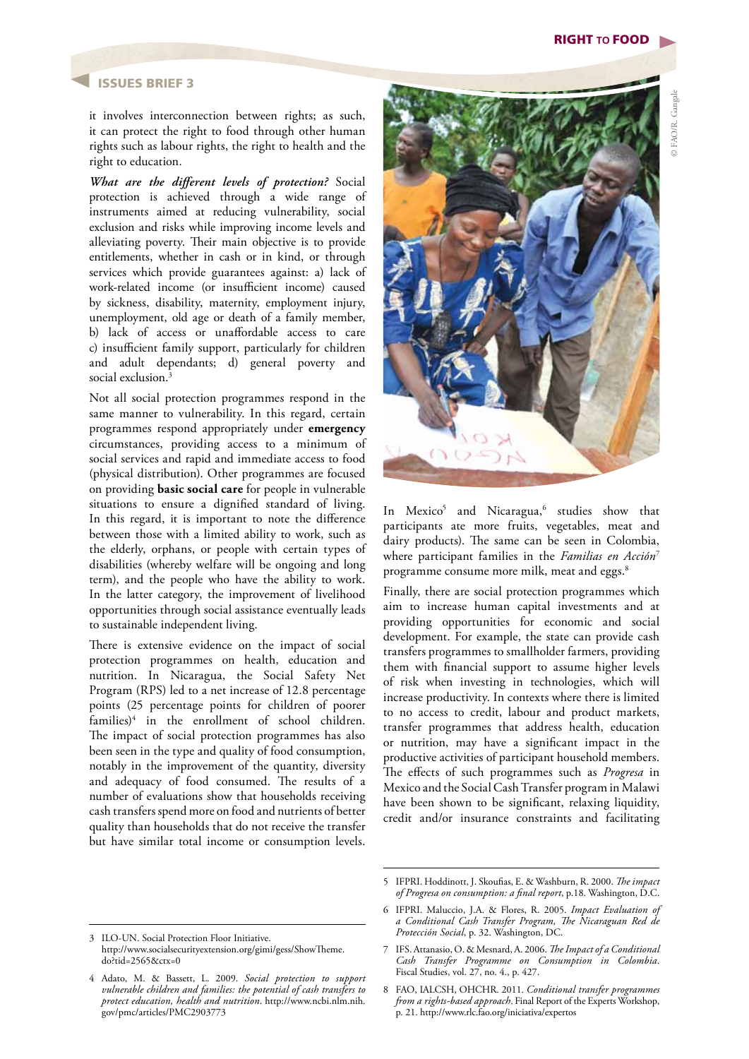it involves interconnection between rights; as such, it can protect the right to food through other human rights such as labour rights, the right to health and the right to education.

***What are the different levels of protection?*** Social protection is achieved through a wide range of instruments aimed at reducing vulnerability, social exclusion and risks while improving income levels and alleviating poverty. Their main objective is to provide entitlements, whether in cash or in kind, or through services which provide guarantees against: a) lack of work-related income (or insufficient income) caused by sickness, disability, maternity, employment injury, unemployment, old age or death of a family member, b) lack of access or unaffordable access to care c) insufficient family support, particularly for children and adult dependants; d) general poverty and social exclusion.[3]

Not all social protection programmes respond in the same manner to vulnerability. In this regard, certain programmes respond appropriately under **emergency** circumstances, providing access to a minimum of social services and rapid and immediate access to food (physical distribution). Other programmes are focused on providing **basic social care** for people in vulnerable situations to ensure a dignified standard of living. In this regard, it is important to note the difference between those with a limited ability to work, such as the elderly, orphans, or people with certain types of disabilities (whereby welfare will be ongoing and long term), and the people who have the ability to work. In the latter category, the improvement of livelihood opportunities through social assistance eventually leads to sustainable independent living.

There is extensive evidence on the impact of social protection programmes on health, education and nutrition. In Nicaragua, the Social Safety Net Program (RPS) led to a net increase of 12.8 percentage points (25 percentage points for children of poorer families)[4] in the enrollment of school children. The impact of social protection programmes has also been seen in the type and quality of food consumption, notably in the improvement of the quantity, diversity and adequacy of food consumed. The results of a number of evaluations show that households receiving cash transfers spend more on food and nutrients of better quality than households that do not receive the transfer but have similar total income or consumption levels. In Mexico[5] and Nicaragua,[6] studies show that participants ate more fruits, vegetables, meat and dairy products). The same can be seen in Colombia, where participant families in the *Familias en Acción*[7] programme consume more milk, meat and eggs.[8]

Finally, there are social protection programmes which aim to increase human capital investments and at providing opportunities for economic and social development. For example, the state can provide cash transfers programmes to smallholder farmers, providing them with financial support to assume higher levels of risk when investing in technologies, which will increase productivity. In contexts where there is limited to no access to credit, labour and product markets, transfer programmes that address health, education or nutrition, may have a significant impact in the productive activities of participant household members. The effects of such programmes such as *Progresa* in Mexico and the Social Cash Transfer program in Malawi have been shown to be significant, relaxing liquidity, credit and/or insurance constraints and facilitating

© FAO/R. Gangale

---

3 ILO-UN. Social Protection Floor Initiative. http://www.socialsecurityextension.org/gimi/gess/ShowTheme.do?tid=2565&ctx=0

4 Adato, M. & Bassett, L. 2009. *Social protection to support vulnerable children and families: the potential of cash transfers to protect education, health and nutrition*. http://www.ncbi.nlm.nih.gov/pmc/articles/PMC2903773

5 IFPRI. Hoddinott, J. Skoufias, E. & Washburn, R. 2000. *The impact of Progresa on consumption: a final report*, p.18. Washington, D.C.

6 IFPRI. Maluccio, J.A. & Flores, R. 2005. *Impact Evaluation of a Conditional Cash Transfer Program, The Nicaraguan Red de Protección Social*, p. 32. Washington, DC.

7 IFS. Attanasio, O. & Mesnard, A. 2006. *The Impact of a Conditional Cash Transfer Programme on Consumption in Colombia*. Fiscal Studies, vol. 27, no. 4., p. 427.

8 FAO, IALCSH, OHCHR. 2011. *Conditional transfer programmes from a rights-based approach*. Final Report of the Experts Workshop, p. 21. http://www.rlc.fao.org/iniciativa/expertos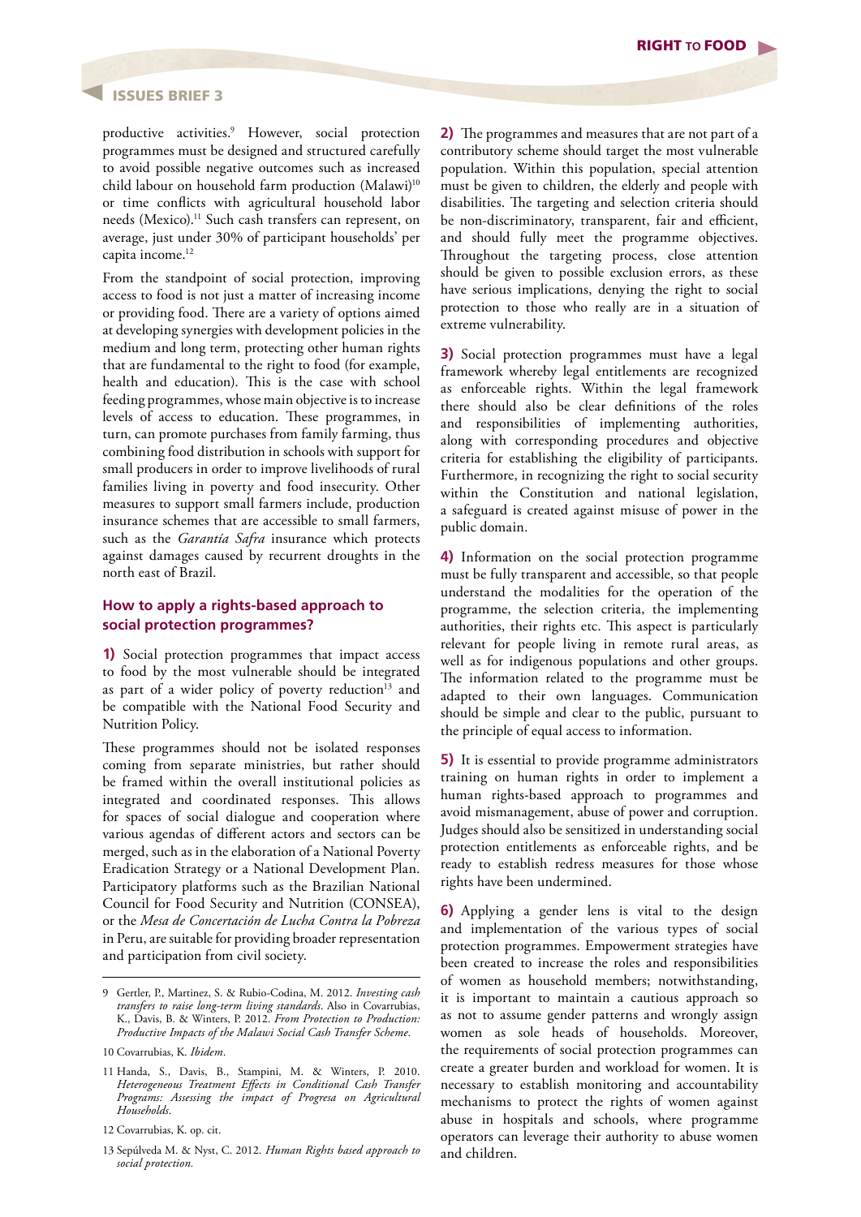productive activities.[9] However, social protection programmes must be designed and structured carefully to avoid possible negative outcomes such as increased child labour on household farm production (Malawi)[10] or time conflicts with agricultural household labor needs (Mexico).[11] Such cash transfers can represent, on average, just under 30% of participant households' per capita income.[12]

From the standpoint of social protection, improving access to food is not just a matter of increasing income or providing food. There are a variety of options aimed at developing synergies with development policies in the medium and long term, protecting other human rights that are fundamental to the right to food (for example, health and education). This is the case with school feeding programmes, whose main objective is to increase levels of access to education. These programmes, in turn, can promote purchases from family farming, thus combining food distribution in schools with support for small producers in order to improve livelihoods of rural families living in poverty and food insecurity. Other measures to support small farmers include, production insurance schemes that are accessible to small farmers, such as the *Garantía Safra* insurance which protects against damages caused by recurrent droughts in the north east of Brazil.

### How to apply a rights-based approach to social protection programmes?

**1)** Social protection programmes that impact access to food by the most vulnerable should be integrated as part of a wider policy of poverty reduction[13] and be compatible with the National Food Security and Nutrition Policy.

These programmes should not be isolated responses coming from separate ministries, but rather should be framed within the overall institutional policies as integrated and coordinated responses. This allows for spaces of social dialogue and cooperation where various agendas of different actors and sectors can be merged, such as in the elaboration of a National Poverty Eradication Strategy or a National Development Plan. Participatory platforms such as the Brazilian National Council for Food Security and Nutrition (CONSEA), or the *Mesa de Concertación de Lucha Contra la Pobreza* in Peru, are suitable for providing broader representation and participation from civil society.

**2)** The programmes and measures that are not part of a contributory scheme should target the most vulnerable population. Within this population, special attention must be given to children, the elderly and people with disabilities. The targeting and selection criteria should be non-discriminatory, transparent, fair and efficient, and should fully meet the programme objectives. Throughout the targeting process, close attention should be given to possible exclusion errors, as these have serious implications, denying the right to social protection to those who really are in a situation of extreme vulnerability.

**3)** Social protection programmes must have a legal framework whereby legal entitlements are recognized as enforceable rights. Within the legal framework there should also be clear definitions of the roles and responsibilities of implementing authorities, along with corresponding procedures and objective criteria for establishing the eligibility of participants. Furthermore, in recognizing the right to social security within the Constitution and national legislation, a safeguard is created against misuse of power in the public domain.

**4)** Information on the social protection programme must be fully transparent and accessible, so that people understand the modalities for the operation of the programme, the selection criteria, the implementing authorities, their rights etc. This aspect is particularly relevant for people living in remote rural areas, as well as for indigenous populations and other groups. The information related to the programme must be adapted to their own languages. Communication should be simple and clear to the public, pursuant to the principle of equal access to information.

**5)** It is essential to provide programme administrators training on human rights in order to implement a human rights-based approach to programmes and avoid mismanagement, abuse of power and corruption. Judges should also be sensitized in understanding social protection entitlements as enforceable rights, and be ready to establish redress measures for those whose rights have been undermined.

**6)** Applying a gender lens is vital to the design and implementation of the various types of social protection programmes. Empowerment strategies have been created to increase the roles and responsibilities of women as household members; notwithstanding, it is important to maintain a cautious approach so as not to assume gender patterns and wrongly assign women as sole heads of households. Moreover, the requirements of social protection programmes can create a greater burden and workload for women. It is necessary to establish monitoring and accountability mechanisms to protect the rights of women against abuse in hospitals and schools, where programme operators can leverage their authority to abuse women and children.

---

9 Gertler, P., Martinez, S. & Rubio-Codina, M. 2012. *Investing cash transfers to raise long-term living standards*. Also in Covarrubias, K., Davis, B. & Winters, P. 2012. *From Protection to Production: Productive Impacts of the Malawi Social Cash Transfer Scheme.*

10 Covarrubias, K. *Ibidem*.

11 Handa, S., Davis, B., Stampini, M. & Winters, P. 2010. *Heterogeneous Treatment Effects in Conditional Cash Transfer Programs: Assessing the impact of Progresa on Agricultural Households.*

12 Covarrubias, K. op. cit.

13 Sepúlveda M. & Nyst, C. 2012. *Human Rights based approach to social protection.*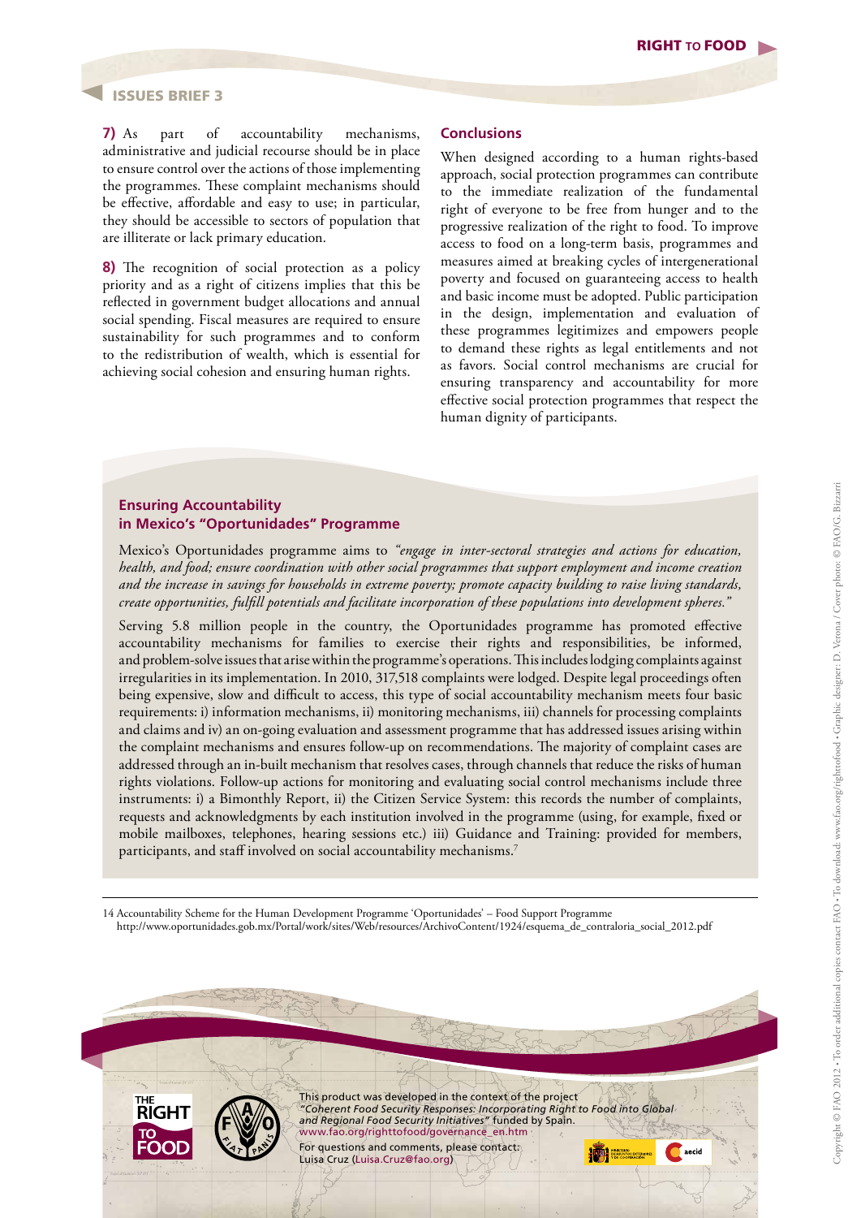**7)** As part of accountability mechanisms, administrative and judicial recourse should be in place to ensure control over the actions of those implementing the programmes. These complaint mechanisms should be effective, affordable and easy to use; in particular, they should be accessible to sectors of population that are illiterate or lack primary education.

**8)** The recognition of social protection as a policy priority and as a right of citizens implies that this be reflected in government budget allocations and annual social spending. Fiscal measures are required to ensure sustainability for such programmes and to conform to the redistribution of wealth, which is essential for achieving social cohesion and ensuring human rights.

## Conclusions

When designed according to a human rights-based approach, social protection programmes can contribute to the immediate realization of the fundamental right of everyone to be free from hunger and to the progressive realization of the right to food. To improve access to food on a long-term basis, programmes and measures aimed at breaking cycles of intergenerational poverty and focused on guaranteeing access to health and basic income must be adopted. Public participation in the design, implementation and evaluation of these programmes legitimizes and empowers people to demand these rights as legal entitlements and not as favors. Social control mechanisms are crucial for ensuring transparency and accountability for more effective social protection programmes that respect the human dignity of participants.

### Ensuring Accountability in Mexico's "Oportunidades" Programme

Mexico's Oportunidades programme aims to *"engage in inter-sectoral strategies and actions for education, health, and food; ensure coordination with other social programmes that support employment and income creation and the increase in savings for households in extreme poverty; promote capacity building to raise living standards, create opportunities, fulfill potentials and facilitate incorporation of these populations into development spheres."*

Serving 5.8 million people in the country, the Oportunidades programme has promoted effective accountability mechanisms for families to exercise their rights and responsibilities, be informed, and problem-solve issues that arise within the programme's operations. This includes lodging complaints against irregularities in its implementation. In 2010, 317,518 complaints were lodged. Despite legal proceedings often being expensive, slow and difficult to access, this type of social accountability mechanism meets four basic requirements: i) information mechanisms, ii) monitoring mechanisms, iii) channels for processing complaints and claims and iv) an on-going evaluation and assessment programme that has addressed issues arising within the complaint mechanisms and ensures follow-up on recommendations. The majority of complaint cases are addressed through an in-built mechanism that resolves cases, through channels that reduce the risks of human rights violations. Follow-up actions for monitoring and evaluating social control mechanisms include three instruments: i) a Bimonthly Report, ii) the Citizen Service System: this records the number of complaints, requests and acknowledgments by each institution involved in the programme (using, for example, fixed or mobile mailboxes, telephones, hearing sessions etc.) iii) Guidance and Training: provided for members, participants, and staff involved on social accountability mechanisms.[7]

---

14 Accountability Scheme for the Human Development Programme 'Oportunidades' – Food Support Programme http://www.oportunidades.gob.mx/Portal/work/sites/Web/resources/ArchivoContent/1924/esquema_de_contraloria_social_2012.pdf

This product was developed in the context of the project *"Coherent Food Security Responses: Incorporating Right to Food into Global and Regional Food Security Initiatives"* funded by Spain.
www.fao.org/righttofood/governance_en.htm

For questions and comments, please contact: Luisa Cruz (Luisa.Cruz@fao.org)

Copyright © FAO 2012 • To order additional copies contact FAO • To download: www.fao.org/righttofood • Graphic designer: D. Verona / Cover photo: © FAO/G. Bizzarri